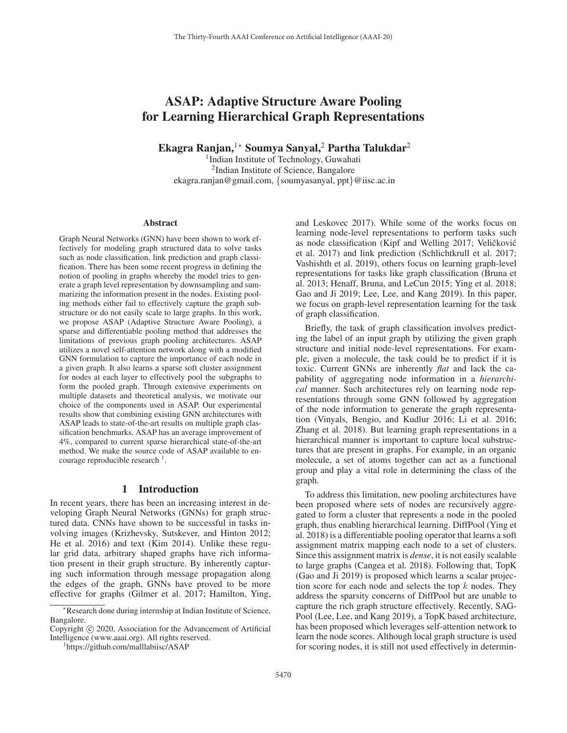# ASAP: Adaptive Structure Aware Pooling for Learning Hierarchical Graph Representations

**Ekagra Ranjan,[1*] Soumya Sanyal,[2] Partha Talukdar[2]**

[1]Indian Institute of Technology, Guwahati
[2]Indian Institute of Science, Bangalore
ekagra.ranjan@gmail.com, {soumyasanyal, ppt}@iisc.ac.in

## Abstract

Graph Neural Networks (GNN) have been shown to work effectively for modeling graph structured data to solve tasks such as node classification, link prediction and graph classification. There has been some recent progress in defining the notion of pooling in graphs whereby the model tries to generate a graph level representation by downsampling and summarizing the information present in the nodes. Existing pooling methods either fail to effectively capture the graph substructure or do not easily scale to large graphs. In this work, we propose ASAP (Adaptive Structure Aware Pooling), a sparse and differentiable pooling method that addresses the limitations of previous graph pooling architectures. ASAP utilizes a novel self-attention network along with a modified GNN formulation to capture the importance of each node in a given graph. It also learns a sparse soft cluster assignment for nodes at each layer to effectively pool the subgraphs to form the pooled graph. Through extensive experiments on multiple datasets and theoretical analysis, we motivate our choice of the components used in ASAP. Our experimental results show that combining existing GNN architectures with ASAP leads to state-of-the-art results on multiple graph classification benchmarks. ASAP has an average improvement of 4%, compared to current sparse hierarchical state-of-the-art method. We make the source code of ASAP available to encourage reproducible research [1].

## 1 Introduction

In recent years, there has been an increasing interest in developing Graph Neural Networks (GNNs) for graph structured data. CNNs have shown to be successful in tasks involving images (Krizhevsky, Sutskever, and Hinton 2012; He et al. 2016) and text (Kim 2014). Unlike these regular grid data, arbitrary shaped graphs have rich information present in their graph structure. By inherently capturing such information through message propagation along the edges of the graph, GNNs have proved to be more effective for graphs (Gilmer et al. 2017; Hamilton, Ying, and Leskovec 2017). While some of the works focus on learning node-level representations to perform tasks such as node classification (Kipf and Welling 2017; Veličković et al. 2017) and link prediction (Schlichtkrull et al. 2017; Vashishth et al. 2019), others focus on learning graph-level representations for tasks like graph classification (Bruna et al. 2013; Henaff, Bruna, and LeCun 2015; Ying et al. 2018; Gao and Ji 2019; Lee, Lee, and Kang 2019). In this paper, we focus on graph-level representation learning for the task of graph classification.

Briefly, the task of graph classification involves predicting the label of an input graph by utilizing the given graph structure and initial node-level representations. For example, given a molecule, the task could be to predict if it is toxic. Current GNNs are inherently *flat* and lack the capability of aggregating node information in a *hierarchical* manner. Such architectures rely on learning node representations through some GNN followed by aggregation of the node information to generate the graph representation (Vinyals, Bengio, and Kudlur 2016; Li et al. 2016; Zhang et al. 2018). But learning graph representations in a hierarchical manner is important to capture local substructures that are present in graphs. For example, in an organic molecule, a set of atoms together can act as a functional group and play a vital role in determining the class of the graph.

To address this limitation, new pooling architectures have been proposed where sets of nodes are recursively aggregated to form a cluster that represents a node in the pooled graph, thus enabling hierarchical learning. DiffPool (Ying et al. 2018) is a differentiable pooling operator that learns a soft assignment matrix mapping each node to a set of clusters. Since this assignment matrix is *dense*, it is not easily scalable to large graphs (Cangea et al. 2018). Following that, TopK (Gao and Ji 2019) is proposed which learns a scalar projection score for each node and selects the top $k$ nodes. They address the sparsity concerns of DiffPool but are unable to capture the rich graph structure effectively. Recently, SAGPool (Lee, Lee, and Kang 2019), a TopK based architecture, has been proposed which leverages self-attention network to learn the node scores. Although local graph structure is used for scoring nodes, it is still not used effectively in determin-

*Research done during internship at Indian Institute of Science, Bangalore.
Copyright © 2020, Association for the Advancement of Artificial Intelligence (www.aaai.org). All rights reserved.
[1]https://github.com/malllabiisc/ASAP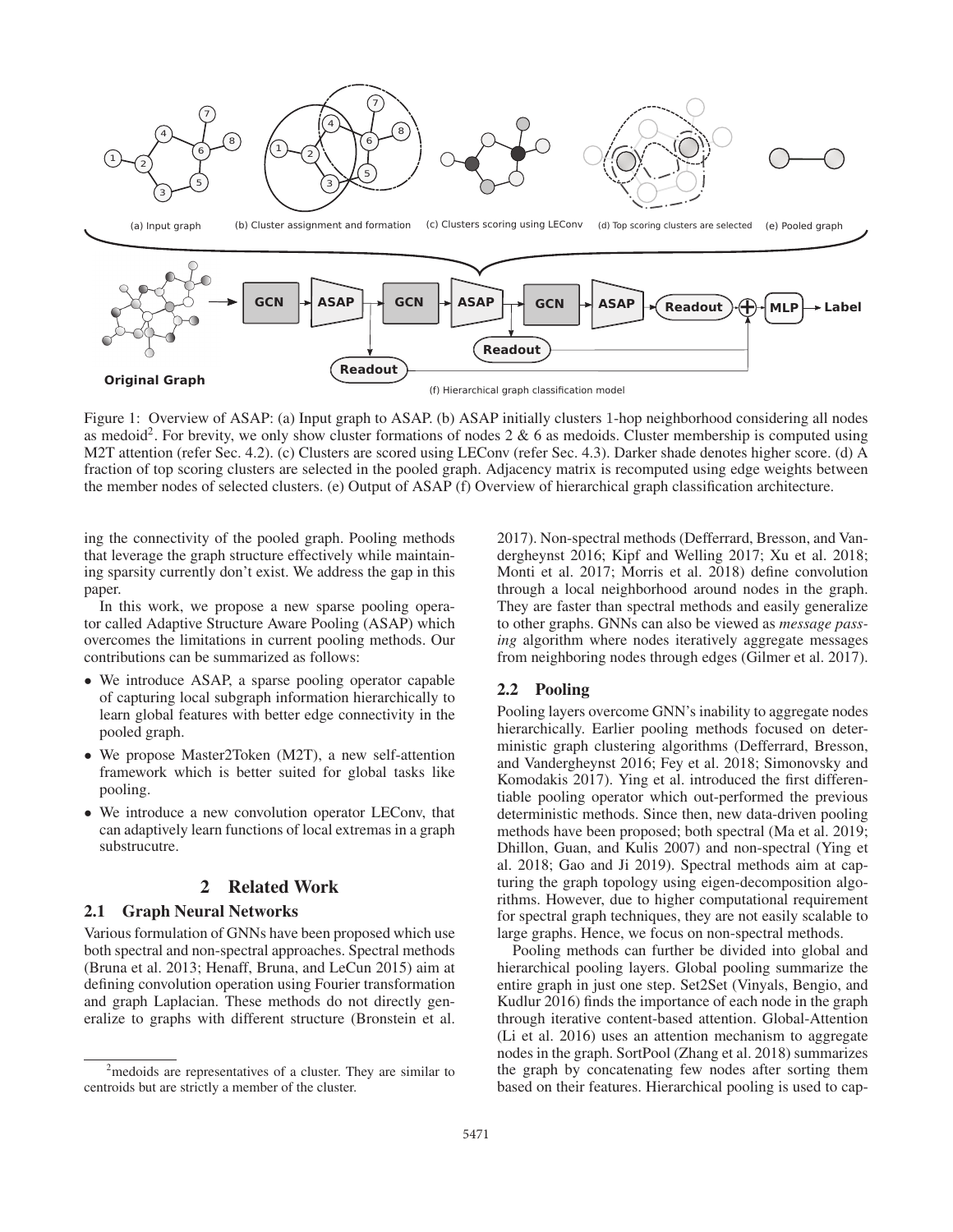Figure 1: Overview of ASAP: (a) Input graph to ASAP. (b) ASAP initially clusters 1-hop neighborhood considering all nodes as medoid[2]. For brevity, we only show cluster formations of nodes 2 & 6 as medoids. Cluster membership is computed using M2T attention (refer Sec. 4.2). (c) Clusters are scored using LEConv (refer Sec. 4.3). Darker shade denotes higher score. (d) A fraction of top scoring clusters are selected in the pooled graph. Adjacency matrix is recomputed using edge weights between the member nodes of selected clusters. (e) Output of ASAP (f) Overview of hierarchical graph classification architecture.

ing the connectivity of the pooled graph. Pooling methods that leverage the graph structure effectively while maintaining sparsity currently don't exist. We address the gap in this paper.

In this work, we propose a new sparse pooling operator called Adaptive Structure Aware Pooling (ASAP) which overcomes the limitations in current pooling methods. Our contributions can be summarized as follows:

- We introduce ASAP, a sparse pooling operator capable of capturing local subgraph information hierarchically to learn global features with better edge connectivity in the pooled graph.
- We propose Master2Token (M2T), a new self-attention framework which is better suited for global tasks like pooling.
- We introduce a new convolution operator LEConv, that can adaptively learn functions of local extremas in a graph substrucutre.

# 2 Related Work

## 2.1 Graph Neural Networks

Various formulation of GNNs have been proposed which use both spectral and non-spectral approaches. Spectral methods (Bruna et al. 2013; Henaff, Bruna, and LeCun 2015) aim at defining convolution operation using Fourier transformation and graph Laplacian. These methods do not directly generalize to graphs with different structure (Bronstein et al. 2017). Non-spectral methods (Defferrard, Bresson, and Vandergheynst 2016; Kipf and Welling 2017; Xu et al. 2018; Monti et al. 2017; Morris et al. 2018) define convolution through a local neighborhood around nodes in the graph. They are faster than spectral methods and easily generalize to other graphs. GNNs can also be viewed as *message passing* algorithm where nodes iteratively aggregate messages from neighboring nodes through edges (Gilmer et al. 2017).

## 2.2 Pooling

Pooling layers overcome GNN's inability to aggregate nodes hierarchically. Earlier pooling methods focused on deterministic graph clustering algorithms (Defferrard, Bresson, and Vandergheynst 2016; Fey et al. 2018; Simonovsky and Komodakis 2017). Ying et al. introduced the first differentiable pooling operator which out-performed the previous deterministic methods. Since then, new data-driven pooling methods have been proposed; both spectral (Ma et al. 2019; Dhillon, Guan, and Kulis 2007) and non-spectral (Ying et al. 2018; Gao and Ji 2019). Spectral methods aim at capturing the graph topology using eigen-decomposition algorithms. However, due to higher computational requirement for spectral graph techniques, they are not easily scalable to large graphs. Hence, we focus on non-spectral methods.

Pooling methods can further be divided into global and hierarchical pooling layers. Global pooling summarize the entire graph in just one step. Set2Set (Vinyals, Bengio, and Kudlur 2016) finds the importance of each node in the graph through iterative content-based attention. Global-Attention (Li et al. 2016) uses an attention mechanism to aggregate nodes in the graph. SortPool (Zhang et al. 2018) summarizes the graph by concatenating few nodes after sorting them based on their features. Hierarchical pooling is used to cap-

[2] medoids are representatives of a cluster. They are similar to centroids but are strictly a member of the cluster.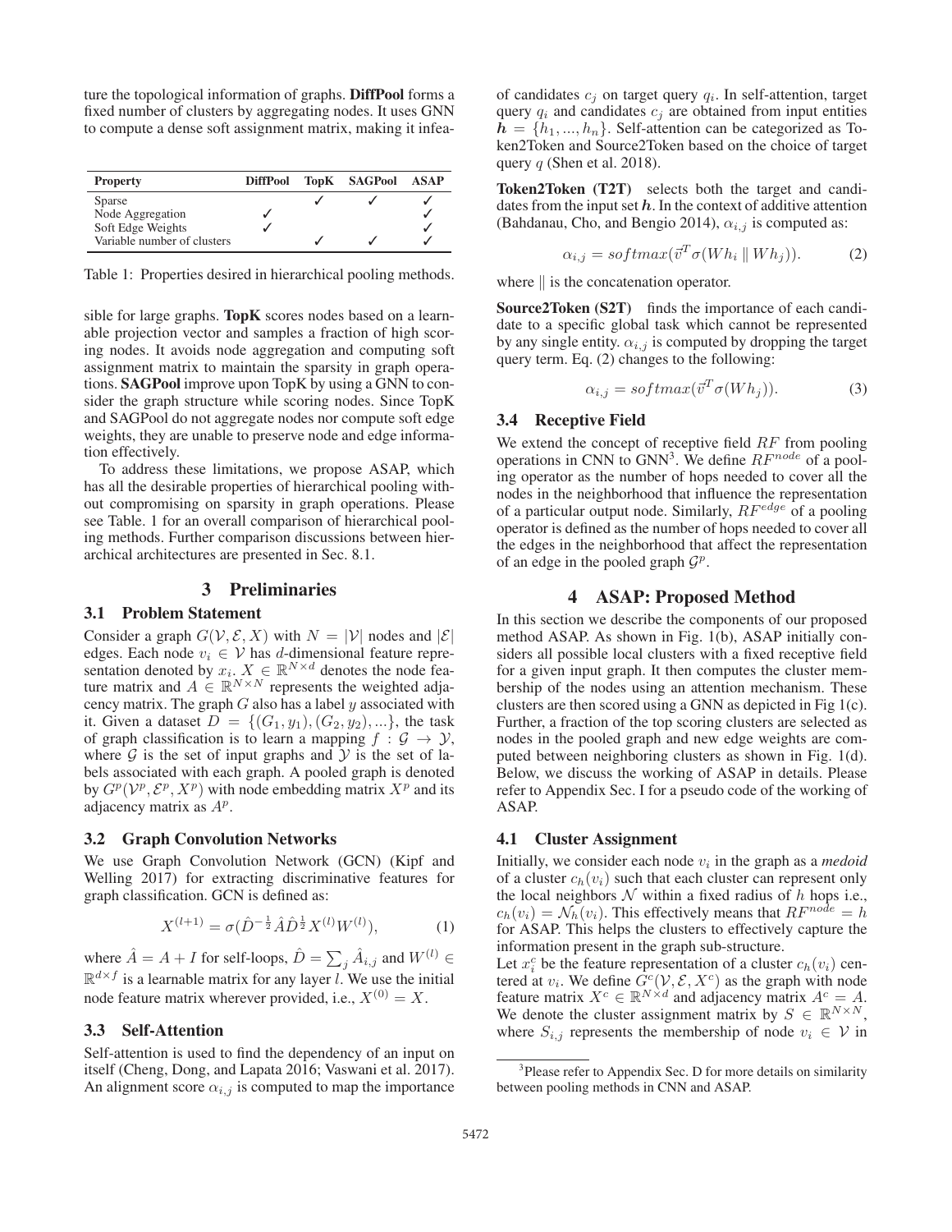ture the topological information of graphs. **DiffPool** forms a fixed number of clusters by aggregating nodes. It uses GNN to compute a dense soft assignment matrix, making it infeasible for large graphs. **TopK** scores nodes based on a learnable projection vector and samples a fraction of high scoring nodes. It avoids node aggregation and computing soft assignment matrix to maintain the sparsity in graph operations. **SAGPool** improve upon TopK by using a GNN to consider the graph structure while scoring nodes. Since TopK and SAGPool do not aggregate nodes nor compute soft edge weights, they are unable to preserve node and edge information effectively.

| Property | DiffPool | TopK | SAGPool | ASAP |
|---|---|---|---|---|
| Sparse | | ✓ | ✓ | ✓ |
| Node Aggregation | ✓ | | | ✓ |
| Soft Edge Weights | ✓ | | | ✓ |
| Variable number of clusters | | ✓ | ✓ | ✓ |

Table 1: Properties desired in hierarchical pooling methods.

To address these limitations, we propose ASAP, which has all the desirable properties of hierarchical pooling without compromising on sparsity in graph operations. Please see Table. 1 for an overall comparison of hierarchical pooling methods. Further comparison discussions between hierarchical architectures are presented in Sec. 8.1.

## 3 Preliminaries

### 3.1 Problem Statement

Consider a graph $G(\mathcal{V}, \mathcal{E}, X)$ with $N = |\mathcal{V}|$ nodes and $|\mathcal{E}|$ edges. Each node $v_i \in \mathcal{V}$ has $d$-dimensional feature representation denoted by $x_i$. $X \in \mathbb{R}^{N \times d}$ denotes the node feature matrix and $A \in \mathbb{R}^{N \times N}$ represents the weighted adjacency matrix. The graph $G$ also has a label $y$ associated with it. Given a dataset $D = \{(G_1, y_1), (G_2, y_2), ...\}$, the task of graph classification is to learn a mapping $f : \mathcal{G} \to \mathcal{Y}$, where $\mathcal{G}$ is the set of input graphs and $\mathcal{Y}$ is the set of labels associated with each graph. A pooled graph is denoted by $G^p(\mathcal{V}^p, \mathcal{E}^p, X^p)$ with node embedding matrix $X^p$ and its adjacency matrix as $A^p$.

### 3.2 Graph Convolution Networks

We use Graph Convolution Network (GCN) (Kipf and Welling 2017) for extracting discriminative features for graph classification. GCN is defined as:

$$X^{(l+1)} = \sigma(\hat{D}^{-\frac{1}{2}} \hat{A} \hat{D}^{\frac{1}{2}} X^{(l)} W^{(l)}), \tag{1}$$

where $\hat{A} = A + I$ for self-loops, $\hat{D} = \sum_j \hat{A}_{i,j}$ and $W^{(l)} \in \mathbb{R}^{d \times f}$ is a learnable matrix for any layer $l$. We use the initial node feature matrix wherever provided, i.e., $X^{(0)} = X$.

### 3.3 Self-Attention

Self-attention is used to find the dependency of an input on itself (Cheng, Dong, and Lapata 2016; Vaswani et al. 2017). An alignment score $\alpha_{i,j}$ is computed to map the importance of candidates $c_j$ on target query $q_i$. In self-attention, target query $q_i$ and candidates $c_j$ are obtained from input entities $\boldsymbol{h} = \{h_1, ..., h_n\}$. Self-attention can be categorized as Token2Token and Source2Token based on the choice of target query $q$ (Shen et al. 2018).

**Token2Token (T2T)** selects both the target and candidates from the input set $\boldsymbol{h}$. In the context of additive attention (Bahdanau, Cho, and Bengio 2014), $\alpha_{i,j}$ is computed as:

$$\alpha_{i,j} = softmax(\vec{v}^T \sigma(Wh_i \parallel Wh_j)). \tag{2}$$

where $\parallel$ is the concatenation operator.

**Source2Token (S2T)** finds the importance of each candidate to a specific global task which cannot be represented by any single entity. $\alpha_{i,j}$ is computed by dropping the target query term. Eq. (2) changes to the following:

$$\alpha_{i,j} = softmax(\vec{v}^T \sigma(Wh_j)). \tag{3}$$

### 3.4 Receptive Field

We extend the concept of receptive field $RF$ from pooling operations in CNN to GNN[3]. We define $RF^{node}$ of a pooling operator as the number of hops needed to cover all the nodes in the neighborhood that influence the representation of a particular output node. Similarly, $RF^{edge}$ of a pooling operator is defined as the number of hops needed to cover all the edges in the neighborhood that affect the representation of an edge in the pooled graph $\mathcal{G}^p$.

## 4 ASAP: Proposed Method

In this section we describe the components of our proposed method ASAP. As shown in Fig. 1(b), ASAP initially considers all possible local clusters with a fixed receptive field for a given input graph. It then computes the cluster membership of the nodes using an attention mechanism. These clusters are then scored using a GNN as depicted in Fig 1(c). Further, a fraction of the top scoring clusters are selected as nodes in the pooled graph and new edge weights are computed between neighboring clusters as shown in Fig. 1(d). Below, we discuss the working of ASAP in details. Please refer to Appendix Sec. I for a pseudo code of the working of ASAP.

### 4.1 Cluster Assignment

Initially, we consider each node $v_i$ in the graph as a *medoid* of a cluster $c_h(v_i)$ such that each cluster can represent only the local neighbors $\mathcal{N}$ within a fixed radius of $h$ hops i.e., $c_h(v_i) = \mathcal{N}_h(v_i)$. This effectively means that $RF^{node} = h$ for ASAP. This helps the clusters to effectively capture the information present in the graph sub-structure.

Let $x_i^c$ be the feature representation of a cluster $c_h(v_i)$ centered at $v_i$. We define $G^c(\mathcal{V}, \mathcal{E}, X^c)$ as the graph with node feature matrix $X^c \in \mathbb{R}^{N \times d}$ and adjacency matrix $A^c = A$. We denote the cluster assignment matrix by $S \in \mathbb{R}^{N \times N}$, where $S_{i,j}$ represents the membership of node $v_i \in \mathcal{V}$ in

[3] Please refer to Appendix Sec. D for more details on similarity between pooling methods in CNN and ASAP.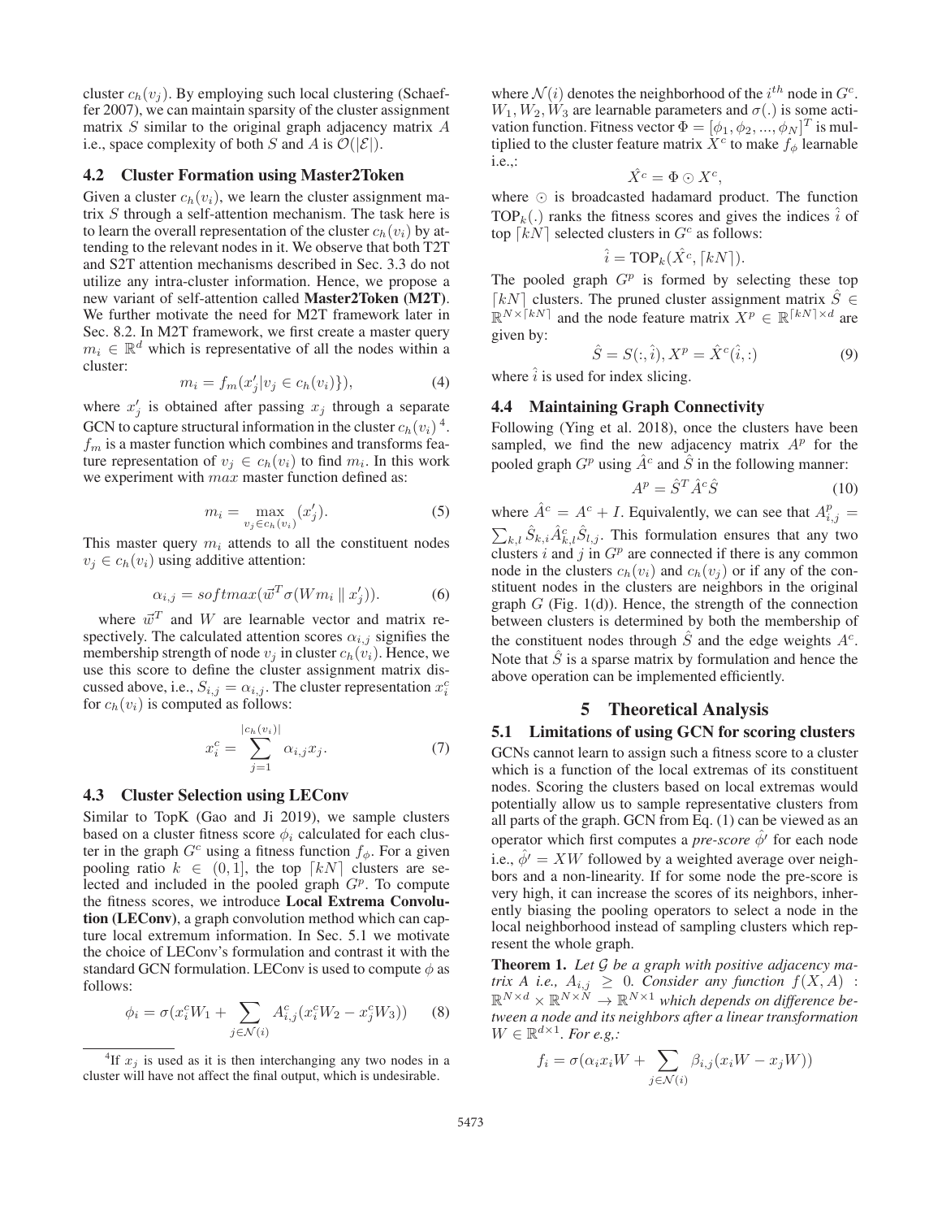cluster $c_h(v_j)$. By employing such local clustering (Schaeffer 2007), we can maintain sparsity of the cluster assignment matrix $S$ similar to the original graph adjacency matrix $A$ i.e., space complexity of both $S$ and $A$ is $\mathcal{O}(|\mathcal{E}|)$.

### 4.2 Cluster Formation using Master2Token

Given a cluster $c_h(v_i)$, we learn the cluster assignment matrix $S$ through a self-attention mechanism. The task here is to learn the overall representation of the cluster $c_h(v_i)$ by attending to the relevant nodes in it. We observe that both T2T and S2T attention mechanisms described in Sec. 3.3 do not utilize any intra-cluster information. Hence, we propose a new variant of self-attention called **Master2Token (M2T)**. We further motivate the need for M2T framework later in Sec. 8.2. In M2T framework, we first create a master query $m_i \in \mathbb{R}^d$ which is representative of all the nodes within a cluster:

$$m_i = f_m(x'_j | v_j \in c_h(v_i)\}), \tag{4}$$

where $x'_j$ is obtained after passing $x_j$ through a separate GCN to capture structural information in the cluster $c_h(v_i)$ [4]. $f_m$ is a master function which combines and transforms feature representation of $v_j \in c_h(v_i)$ to find $m_i$. In this work we experiment with $max$ master function defined as:

$$m_i = \max_{v_j \in c_h(v_i)} (x'_j). \tag{5}$$

This master query $m_i$ attends to all the constituent nodes $v_j \in c_h(v_i)$ using additive attention:

$$\alpha_{i,j} = softmax(\vec{w}^T \sigma(W m_i \parallel x'_j)). \tag{6}$$

where $\vec{w}^T$ and $W$ are learnable vector and matrix respectively. The calculated attention scores $\alpha_{i,j}$ signifies the membership strength of node $v_j$ in cluster $c_h(v_i)$. Hence, we use this score to define the cluster assignment matrix discussed above, i.e., $S_{i,j} = \alpha_{i,j}$. The cluster representation $x_i^c$ for $c_h(v_i)$ is computed as follows:

$$x_i^c = \sum_{j=1}^{|c_h(v_i)|} \alpha_{i,j} x_j. \tag{7}$$

### 4.3 Cluster Selection using LEConv

Similar to TopK (Gao and Ji 2019), we sample clusters based on a cluster fitness score $\phi_i$ calculated for each cluster in the graph $G^c$ using a fitness function $f_\phi$. For a given pooling ratio $k \in (0, 1]$, the top $\lceil kN \rceil$ clusters are selected and included in the pooled graph $G^p$. To compute the fitness scores, we introduce **Local Extrema Convolution (LEConv)**, a graph convolution method which can capture local extremum information. In Sec. 5.1 we motivate the choice of LEConv's formulation and contrast it with the standard GCN formulation. LEConv is used to compute $\phi$ as follows:

$$\phi_i = \sigma(x_i^c W_1 + \sum_{j \in \mathcal{N}(i)} A_{i,j}^c (x_i^c W_2 - x_j^c W_3)) \tag{8}$$

[4] If $x_j$ is used as it is then interchanging any two nodes in a cluster will have not affect the final output, which is undesirable.

where $\mathcal{N}(i)$ denotes the neighborhood of the $i^{th}$ node in $G^c$. $W_1, W_2, W_3$ are learnable parameters and $\sigma(.)$ is some activation function. Fitness vector $\Phi = [\phi_1, \phi_2, ..., \phi_N]^T$ is multiplied to the cluster feature matrix $X^c$ to make $f_\phi$ learnable i.e.,:

$$\hat{X}^c = \Phi \odot X^c,$$

where $\odot$ is broadcasted hadamard product. The function $\text{TOP}_k(.)$ ranks the fitness scores and gives the indices $\hat{i}$ of top $\lceil kN \rceil$ selected clusters in $G^c$ as follows:

$$\hat{i} = \text{TOP}_k(\hat{X}^c, \lceil kN \rceil).$$

The pooled graph $G^p$ is formed by selecting these top $\lceil kN \rceil$ clusters. The pruned cluster assignment matrix $\hat{S} \in \mathbb{R}^{N \times \lceil kN \rceil}$ and the node feature matrix $X^p \in \mathbb{R}^{\lceil kN \rceil \times d}$ are given by:

$$\hat{S} = S(:, \hat{i}), X^p = \hat{X}^c(\hat{i}, :) \tag{9}$$

where $\hat{i}$ is used for index slicing.

### 4.4 Maintaining Graph Connectivity

Following (Ying et al. 2018), once the clusters have been sampled, we find the new adjacency matrix $A^p$ for the pooled graph $G^p$ using $\hat{A}^c$ and $\hat{S}$ in the following manner:

$$A^p = \hat{S}^T \hat{A}^c \hat{S} \tag{10}$$

where $\hat{A}^c = A^c + I$. Equivalently, we can see that $A_{i,j}^p = \sum_{k,l} \hat{S}_{k,i} \hat{A}_{k,l}^c \hat{S}_{l,j}$. This formulation ensures that any two clusters $i$ and $j$ in $G^p$ are connected if there is any common node in the clusters $c_h(v_i)$ and $c_h(v_j)$ or if any of the constituent nodes in the clusters are neighbors in the original graph $G$ (Fig. 1(d)). Hence, the strength of the connection between clusters is determined by both the membership of the constituent nodes through $\hat{S}$ and the edge weights $A^c$. Note that $\hat{S}$ is a sparse matrix by formulation and hence the above operation can be implemented efficiently.

## 5 Theoretical Analysis

### 5.1 Limitations of using GCN for scoring clusters

GCNs cannot learn to assign such a fitness score to a cluster which is a function of the local extremas of its constituent nodes. Scoring the clusters based on local extremas would potentially allow us to sample representative clusters from all parts of the graph. GCN from Eq. (1) can be viewed as an operator which first computes a *pre-score* $\hat{\phi}'$ for each node i.e., $\hat{\phi}' = XW$ followed by a weighted average over neighbors and a non-linearity. If for some node the pre-score is very high, it can increase the scores of its neighbors, inherently biasing the pooling operators to select a node in the local neighborhood instead of sampling clusters which represent the whole graph.

**Theorem 1.** *Let $\mathcal{G}$ be a graph with positive adjacency matrix $A$ i.e., $A_{i,j} \geq 0$. Consider any function $f(X, A)$ : $\mathbb{R}^{N \times d} \times \mathbb{R}^{N \times N} \rightarrow \mathbb{R}^{N \times 1}$ which depends on difference between a node and its neighbors after a linear transformation $W \in \mathbb{R}^{d \times 1}$. For e.g.,:*

$$f_i = \sigma(\alpha_i x_i W + \sum_{j \in \mathcal{N}(i)} \beta_{i,j} (x_i W - x_j W))$$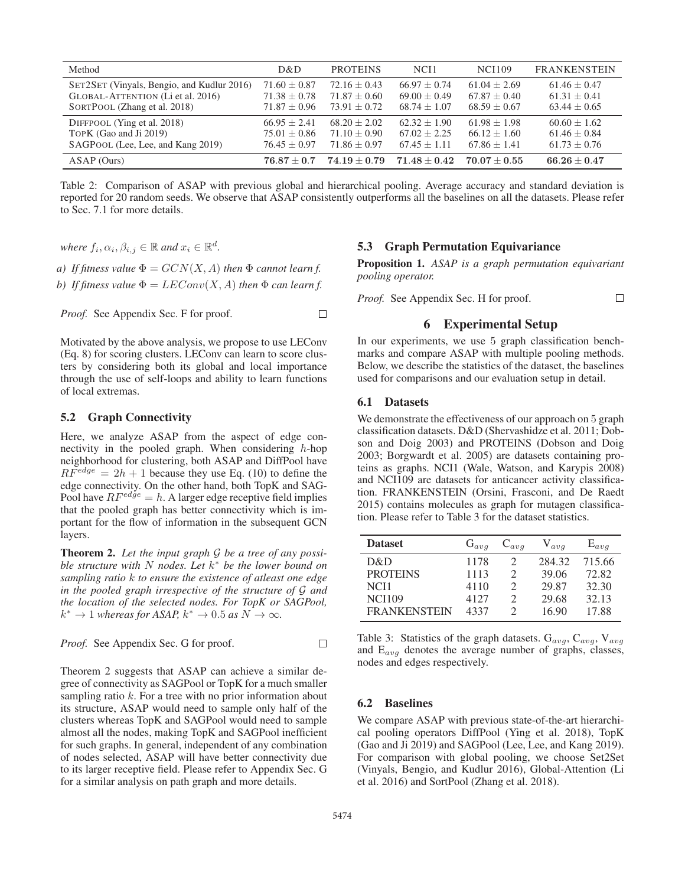| Method | D&D | PROTEINS | NCI1 | NCI109 | FRANKENSTEIN |
|---|---|---|---|---|---|
| SET2SET (Vinyals, Bengio, and Kudlur 2016) | $71.60 \pm 0.87$ | $72.16 \pm 0.43$ | $66.97 \pm 0.74$ | $61.04 \pm 2.69$ | $61.46 \pm 0.47$ |
| GLOBAL-ATTENTION (Li et al. 2016) | $71.38 \pm 0.78$ | $71.87 \pm 0.60$ | $69.00 \pm 0.49$ | $67.87 \pm 0.40$ | $61.31 \pm 0.41$ |
| SORTPOOL (Zhang et al. 2018) | $71.87 \pm 0.96$ | $73.91 \pm 0.72$ | $68.74 \pm 1.07$ | $68.59 \pm 0.67$ | $63.44 \pm 0.65$ |
| DIFFPOOL (Ying et al. 2018) | $66.95 \pm 2.41$ | $68.20 \pm 2.02$ | $62.32 \pm 1.90$ | $61.98 \pm 1.98$ | $60.60 \pm 1.62$ |
| TOPK (Gao and Ji 2019) | $75.01 \pm 0.86$ | $71.10 \pm 0.90$ | $67.02 \pm 2.25$ | $66.12 \pm 1.60$ | $61.46 \pm 0.84$ |
| SAGPOOL (Lee, Lee, and Kang 2019) | $76.45 \pm 0.97$ | $71.86 \pm 0.97$ | $67.45 \pm 1.11$ | $67.86 \pm 1.41$ | $61.73 \pm 0.76$ |
| ASAP (Ours) | $\mathbf{76.87 \pm 0.7}$ | $\mathbf{74.19 \pm 0.79}$ | $\mathbf{71.48 \pm 0.42}$ | $\mathbf{70.07 \pm 0.55}$ | $\mathbf{66.26 \pm 0.47}$ |

Table 2: Comparison of ASAP with previous global and hierarchical pooling. Average accuracy and standard deviation is reported for 20 random seeds. We observe that ASAP consistently outperforms all the baselines on all the datasets. Please refer to Sec. 7.1 for more details.

*where $f_i, \alpha_i, \beta_{i,j} \in \mathbb{R}$ and $x_i \in \mathbb{R}^d$.*

*a) If fitness value $\Phi = GCN(X, A)$ then $\Phi$ cannot learn f.*

*b) If fitness value $\Phi = LEConv(X, A)$ then $\Phi$ can learn f.*

*Proof.* See Appendix Sec. F for proof. □

Motivated by the above analysis, we propose to use LEConv (Eq. 8) for scoring clusters. LEConv can learn to score clusters by considering both its global and local importance through the use of self-loops and ability to learn functions of local extremas.

### 5.2 Graph Connectivity

Here, we analyze ASAP from the aspect of edge connectivity in the pooled graph. When considering $h$-hop neighborhood for clustering, both ASAP and DiffPool have $RF^{edge} = 2h + 1$ because they use Eq. (10) to define the edge connectivity. On the other hand, both TopK and SAGPool have $RF^{edge} = h$. A larger edge receptive field implies that the pooled graph has better connectivity which is important for the flow of information in the subsequent GCN layers.

**Theorem 2.** *Let the input graph $\mathcal{G}$ be a tree of any possible structure with $N$ nodes. Let $k^*$ be the lower bound on sampling ratio $k$ to ensure the existence of atleast one edge in the pooled graph irrespective of the structure of $\mathcal{G}$ and the location of the selected nodes. For TopK or SAGPool, $k^* \to 1$ whereas for ASAP, $k^* \to 0.5$ as $N \to \infty$.*

*Proof.* See Appendix Sec. G for proof. □

Theorem 2 suggests that ASAP can achieve a similar degree of connectivity as SAGPool or TopK for a much smaller sampling ratio $k$. For a tree with no prior information about its structure, ASAP would need to sample only half of the clusters whereas TopK and SAGPool would need to sample almost all the nodes, making TopK and SAGPool inefficient for such graphs. In general, independent of any combination of nodes selected, ASAP will have better connectivity due to its larger receptive field. Please refer to Appendix Sec. G for a similar analysis on path graph and more details.

### 5.3 Graph Permutation Equivariance

**Proposition 1.** *ASAP is a graph permutation equivariant pooling operator.*

*Proof.* See Appendix Sec. H for proof. □

## 6 Experimental Setup

In our experiments, we use 5 graph classification benchmarks and compare ASAP with multiple pooling methods. Below, we describe the statistics of the dataset, the baselines used for comparisons and our evaluation setup in detail.

### 6.1 Datasets

We demonstrate the effectiveness of our approach on 5 graph classification datasets. D&D (Shervashidze et al. 2011; Dobson and Doig 2003) and PROTEINS (Dobson and Doig 2003; Borgwardt et al. 2005) are datasets containing proteins as graphs. NCI1 (Wale, Watson, and Karypis 2008) and NCI109 are datasets for anticancer activity classification. FRANKENSTEIN (Orsini, Frasconi, and De Raedt 2015) contains molecules as graph for mutagen classification. Please refer to Table 3 for the dataset statistics.

| Dataset | $G_{avg}$ | $C_{avg}$ | $V_{avg}$ | $E_{avg}$ |
|---|---|---|---|---|
| D&D | 1178 | 2 | 284.32 | 715.66 |
| PROTEINS | 1113 | 2 | 39.06 | 72.82 |
| NCI1 | 4110 | 2 | 29.87 | 32.30 |
| NCI109 | 4127 | 2 | 29.68 | 32.13 |
| FRANKENSTEIN | 4337 | 2 | 16.90 | 17.88 |

Table 3: Statistics of the graph datasets. $G_{avg}$, $C_{avg}$, $V_{avg}$ and $E_{avg}$ denotes the average number of graphs, classes, nodes and edges respectively.

### 6.2 Baselines

We compare ASAP with previous state-of-the-art hierarchical pooling operators DiffPool (Ying et al. 2018), TopK (Gao and Ji 2019) and SAGPool (Lee, Lee, and Kang 2019). For comparison with global pooling, we choose Set2Set (Vinyals, Bengio, and Kudlur 2016), Global-Attention (Li et al. 2016) and SortPool (Zhang et al. 2018).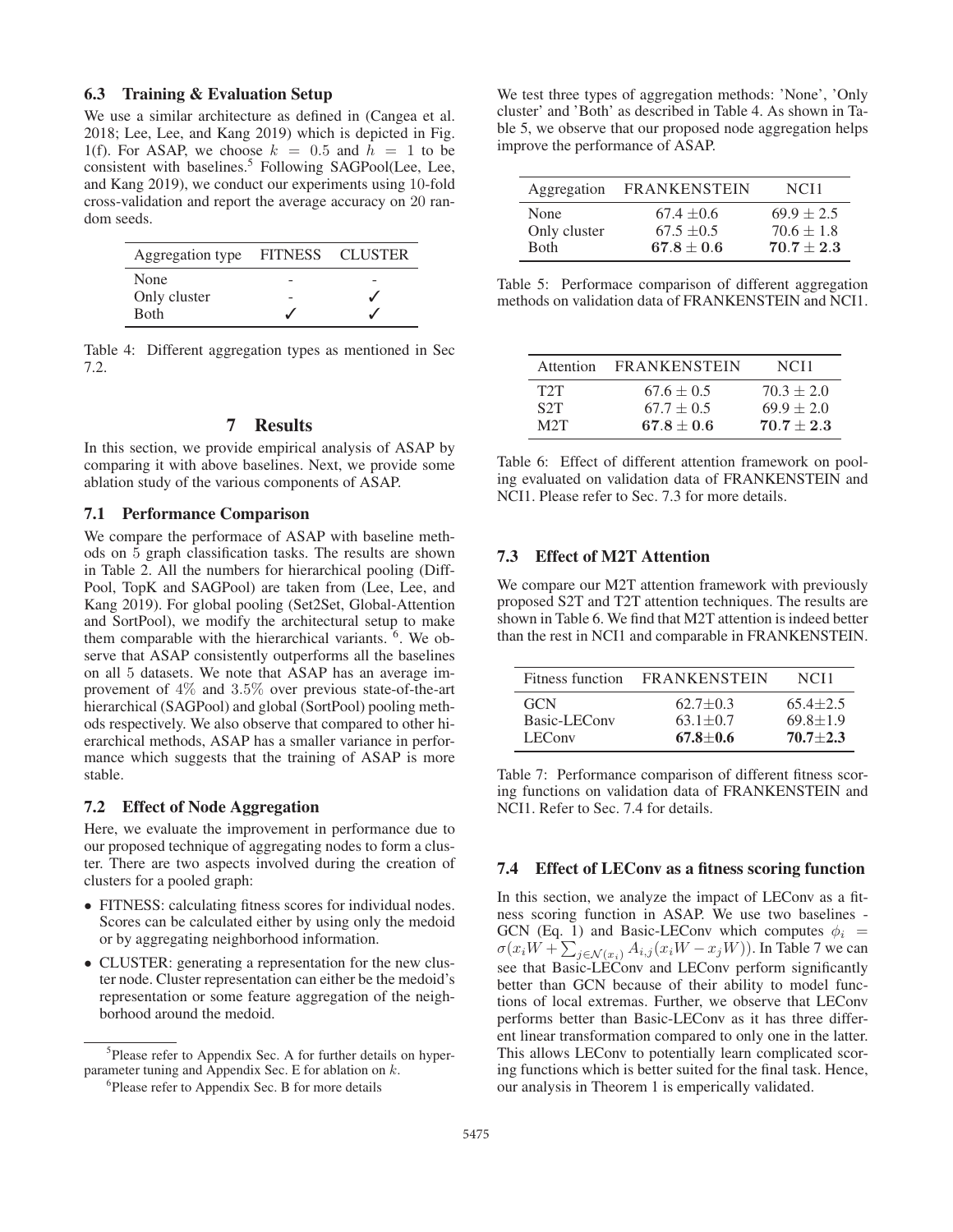### 6.3 Training & Evaluation Setup

We use a similar architecture as defined in (Cangea et al. 2018; Lee, Lee, and Kang 2019) which is depicted in Fig. 1(f). For ASAP, we choose $k = 0.5$ and $h = 1$ to be consistent with baselines.[5] Following SAGPool(Lee, Lee, and Kang 2019), we conduct our experiments using 10-fold cross-validation and report the average accuracy on 20 random seeds.

| Aggregation type | FITNESS | CLUSTER |
| --- | --- | --- |
| None | - | - |
| Only cluster | - | ✓ |
| Both | ✓ | ✓ |

Table 4: Different aggregation types as mentioned in Sec 7.2.

## 7 Results

In this section, we provide empirical analysis of ASAP by comparing it with above baselines. Next, we provide some ablation study of the various components of ASAP.

### 7.1 Performance Comparison

We compare the performace of ASAP with baseline methods on 5 graph classification tasks. The results are shown in Table 2. All the numbers for hierarchical pooling (DiffPool, TopK and SAGPool) are taken from (Lee, Lee, and Kang 2019). For global pooling (Set2Set, Global-Attention and SortPool), we modify the architectural setup to make them comparable with the hierarchical variants. [6]. We observe that ASAP consistently outperforms all the baselines on all 5 datasets. We note that ASAP has an average improvement of 4% and 3.5% over previous state-of-the-art hierarchical (SAGPool) and global (SortPool) pooling methods respectively. We also observe that compared to other hierarchical methods, ASAP has a smaller variance in performance which suggests that the training of ASAP is more stable.

### 7.2 Effect of Node Aggregation

Here, we evaluate the improvement in performance due to our proposed technique of aggregating nodes to form a cluster. There are two aspects involved during the creation of clusters for a pooled graph:

- FITNESS: calculating fitness scores for individual nodes. Scores can be calculated either by using only the medoid or by aggregating neighborhood information.
- CLUSTER: generating a representation for the new cluster node. Cluster representation can either be the medoid's representation or some feature aggregation of the neighborhood around the medoid.

We test three types of aggregation methods: 'None', 'Only cluster' and 'Both' as described in Table 4. As shown in Table 5, we observe that our proposed node aggregation helps improve the performance of ASAP.

| Aggregation | FRANKENSTEIN | NCI1 |
| --- | --- | --- |
| None | $67.4 \pm 0.6$ | $69.9 \pm 2.5$ |
| Only cluster | $67.5 \pm 0.5$ | $70.6 \pm 1.8$ |
| Both | $\mathbf{67.8 \pm 0.6}$ | $\mathbf{70.7 \pm 2.3}$ |

Table 5: Performace comparison of different aggregation methods on validation data of FRANKENSTEIN and NCI1.

| Attention | FRANKENSTEIN | NCI1 |
| --- | --- | --- |
| T2T | $67.6 \pm 0.5$ | $70.3 \pm 2.0$ |
| S2T | $67.7 \pm 0.5$ | $69.9 \pm 2.0$ |
| M2T | $\mathbf{67.8 \pm 0.6}$ | $\mathbf{70.7 \pm 2.3}$ |

Table 6: Effect of different attention framework on pooling evaluated on validation data of FRANKENSTEIN and NCI1. Please refer to Sec. 7.3 for more details.

### 7.3 Effect of M2T Attention

We compare our M2T attention framework with previously proposed S2T and T2T attention techniques. The results are shown in Table 6. We find that M2T attention is indeed better than the rest in NCI1 and comparable in FRANKENSTEIN.

| Fitness function | FRANKENSTEIN | NCI1 |
| --- | --- | --- |
| GCN | $62.7 \pm 0.3$ | $65.4 \pm 2.5$ |
| Basic-LEConv | $63.1 \pm 0.7$ | $69.8 \pm 1.9$ |
| LEConv | $\mathbf{67.8 \pm 0.6}$ | $\mathbf{70.7 \pm 2.3}$ |

Table 7: Performance comparison of different fitness scoring functions on validation data of FRANKENSTEIN and NCI1. Refer to Sec. 7.4 for details.

### 7.4 Effect of LEConv as a fitness scoring function

In this section, we analyze the impact of LEConv as a fitness scoring function in ASAP. We use two baselines - GCN (Eq. 1) and Basic-LEConv which computes $\phi_i = \sigma(x_i W + \sum_{j \in \mathcal{N}(x_i)} A_{i,j}(x_i W - x_j W))$. In Table 7 we can see that Basic-LEConv and LEConv perform significantly better than GCN because of their ability to model functions of local extremas. Further, we observe that LEConv performs better than Basic-LEConv as it has three different linear transformation compared to only one in the latter. This allows LEConv to potentially learn complicated scoring functions which is better suited for the final task. Hence, our analysis in Theorem 1 is emperically validated.

[5] Please refer to Appendix Sec. A for further details on hyperparameter tuning and Appendix Sec. E for ablation on $k$.

[6] Please refer to Appendix Sec. B for more details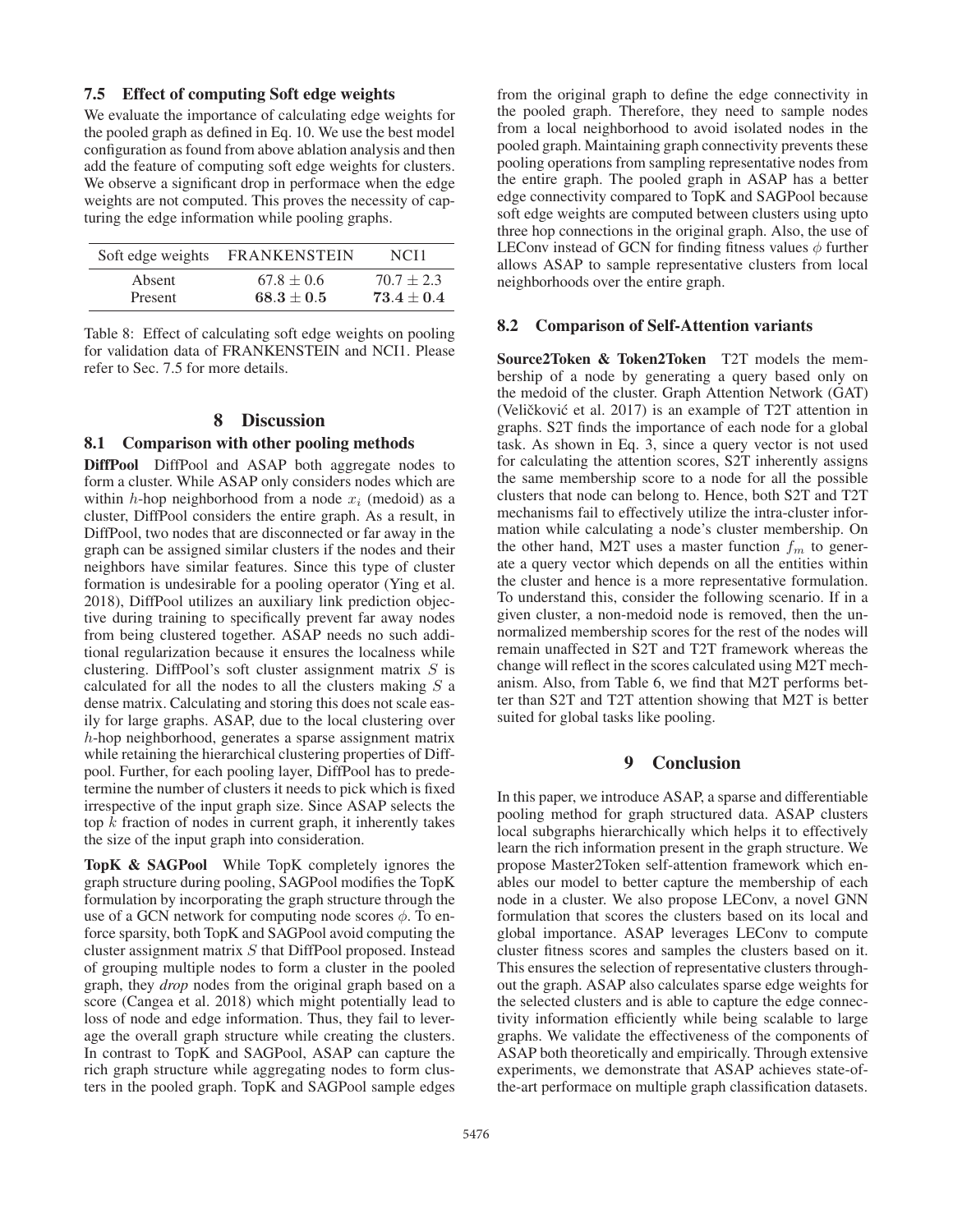### 7.5 Effect of computing Soft edge weights

We evaluate the importance of calculating edge weights for the pooled graph as defined in Eq. 10. We use the best model configuration as found from above ablation analysis and then add the feature of computing soft edge weights for clusters. We observe a significant drop in performace when the edge weights are not computed. This proves the necessity of capturing the edge information while pooling graphs.

| Soft edge weights | FRANKENSTEIN | NCI1 |
|---|---|---|
| Absent | $67.8 \pm 0.6$ | $70.7 \pm 2.3$ |
| Present | $\mathbf{68.3 \pm 0.5}$ | $\mathbf{73.4 \pm 0.4}$ |

Table 8: Effect of calculating soft edge weights on pooling for validation data of FRANKENSTEIN and NCI1. Please refer to Sec. 7.5 for more details.

## 8 Discussion

### 8.1 Comparison with other pooling methods

**DiffPool** DiffPool and ASAP both aggregate nodes to form a cluster. While ASAP only considers nodes which are within $h$-hop neighborhood from a node $x_i$ (medoid) as a cluster, DiffPool considers the entire graph. As a result, in DiffPool, two nodes that are disconnected or far away in the graph can be assigned similar clusters if the nodes and their neighbors have similar features. Since this type of cluster formation is undesirable for a pooling operator (Ying et al. 2018), DiffPool utilizes an auxiliary link prediction objective during training to specifically prevent far away nodes from being clustered together. ASAP needs no such additional regularization because it ensures the localness while clustering. DiffPool's soft cluster assignment matrix $S$ is calculated for all the nodes to all the clusters making $S$ a dense matrix. Calculating and storing this does not scale easily for large graphs. ASAP, due to the local clustering over $h$-hop neighborhood, generates a sparse assignment matrix while retaining the hierarchical clustering properties of Diffpool. Further, for each pooling layer, DiffPool has to predetermine the number of clusters it needs to pick which is fixed irrespective of the input graph size. Since ASAP selects the top $k$ fraction of nodes in current graph, it inherently takes the size of the input graph into consideration.

**TopK & SAGPool** While TopK completely ignores the graph structure during pooling, SAGPool modifies the TopK formulation by incorporating the graph structure through the use of a GCN network for computing node scores $\phi$. To enforce sparsity, both TopK and SAGPool avoid computing the cluster assignment matrix $S$ that DiffPool proposed. Instead of grouping multiple nodes to form a cluster in the pooled graph, they *drop* nodes from the original graph based on a score (Cangea et al. 2018) which might potentially lead to loss of node and edge information. Thus, they fail to leverage the overall graph structure while creating the clusters. In contrast to TopK and SAGPool, ASAP can capture the rich graph structure while aggregating nodes to form clusters in the pooled graph. TopK and SAGPool sample edges from the original graph to define the edge connectivity in the pooled graph. Therefore, they need to sample nodes from a local neighborhood to avoid isolated nodes in the pooled graph. Maintaining graph connectivity prevents these pooling operations from sampling representative nodes from the entire graph. The pooled graph in ASAP has a better edge connectivity compared to TopK and SAGPool because soft edge weights are computed between clusters using upto three hop connections in the original graph. Also, the use of LEConv instead of GCN for finding fitness values $\phi$ further allows ASAP to sample representative clusters from local neighborhoods over the entire graph.

### 8.2 Comparison of Self-Attention variants

**Source2Token & Token2Token** T2T models the membership of a node by generating a query based only on the medoid of the cluster. Graph Attention Network (GAT) (Veličković et al. 2017) is an example of T2T attention in graphs. S2T finds the importance of each node for a global task. As shown in Eq. 3, since a query vector is not used for calculating the attention scores, S2T inherently assigns the same membership score to a node for all the possible clusters that node can belong to. Hence, both S2T and T2T mechanisms fail to effectively utilize the intra-cluster information while calculating a node's cluster membership. On the other hand, M2T uses a master function $f_m$ to generate a query vector which depends on all the entities within the cluster and hence is a more representative formulation. To understand this, consider the following scenario. If in a given cluster, a non-medoid node is removed, then the unnormalized membership scores for the rest of the nodes will remain unaffected in S2T and T2T framework whereas the change will reflect in the scores calculated using M2T mechanism. Also, from Table 6, we find that M2T performs better than S2T and T2T attention showing that M2T is better suited for global tasks like pooling.

## 9 Conclusion

In this paper, we introduce ASAP, a sparse and differentiable pooling method for graph structured data. ASAP clusters local subgraphs hierarchically which helps it to effectively learn the rich information present in the graph structure. We propose Master2Token self-attention framework which enables our model to better capture the membership of each node in a cluster. We also propose LEConv, a novel GNN formulation that scores the clusters based on its local and global importance. ASAP leverages LEConv to compute cluster fitness scores and samples the clusters based on it. This ensures the selection of representative clusters throughout the graph. ASAP also calculates sparse edge weights for the selected clusters and is able to capture the edge connectivity information efficiently while being scalable to large graphs. We validate the effectiveness of the components of ASAP both theoretically and empirically. Through extensive experiments, we demonstrate that ASAP achieves state-of-the-art performace on multiple graph classification datasets.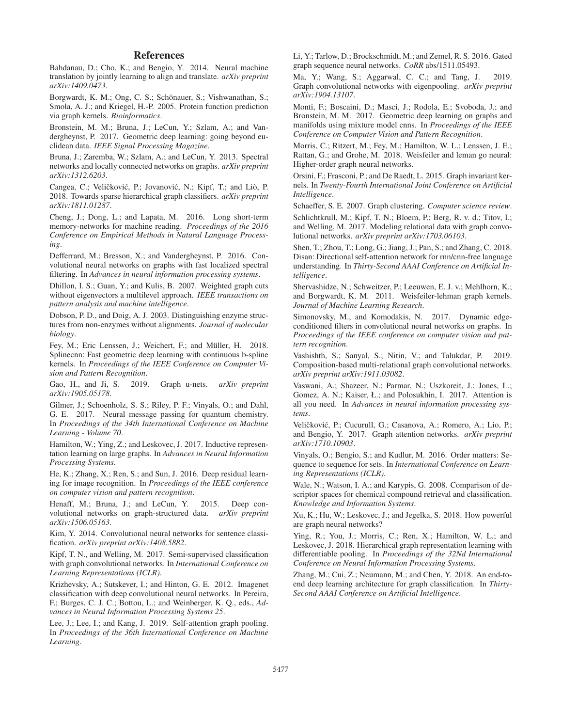## References

Bahdanau, D.; Cho, K.; and Bengio, Y. 2014. Neural machine translation by jointly learning to align and translate. *arXiv preprint arXiv:1409.0473*.

Borgwardt, K. M.; Ong, C. S.; Schönauer, S.; Vishwanathan, S.; Smola, A. J.; and Kriegel, H.-P. 2005. Protein function prediction via graph kernels. *Bioinformatics*.

Bronstein, M. M.; Bruna, J.; LeCun, Y.; Szlam, A.; and Vandergheynst, P. 2017. Geometric deep learning: going beyond euclidean data. *IEEE Signal Processing Magazine*.

Bruna, J.; Zaremba, W.; Szlam, A.; and LeCun, Y. 2013. Spectral networks and locally connected networks on graphs. *arXiv preprint arXiv:1312.6203*.

Cangea, C.; Veličković, P.; Jovanović, N.; Kipf, T.; and Liò, P. 2018. Towards sparse hierarchical graph classifiers. *arXiv preprint arXiv:1811.01287*.

Cheng, J.; Dong, L.; and Lapata, M. 2016. Long short-term memory-networks for machine reading. *Proceedings of the 2016 Conference on Empirical Methods in Natural Language Processing*.

Defferrard, M.; Bresson, X.; and Vandergheynst, P. 2016. Convolutional neural networks on graphs with fast localized spectral filtering. In *Advances in neural information processing systems*.

Dhillon, I. S.; Guan, Y.; and Kulis, B. 2007. Weighted graph cuts without eigenvectors a multilevel approach. *IEEE transactions on pattern analysis and machine intelligence*.

Dobson, P. D., and Doig, A. J. 2003. Distinguishing enzyme structures from non-enzymes without alignments. *Journal of molecular biology*.

Fey, M.; Eric Lenssen, J.; Weichert, F.; and Müller, H. 2018. Splinecnn: Fast geometric deep learning with continuous b-spline kernels. In *Proceedings of the IEEE Conference on Computer Vision and Pattern Recognition*.

Gao, H., and Ji, S. 2019. Graph u-nets. *arXiv preprint arXiv:1905.05178*.

Gilmer, J.; Schoenholz, S. S.; Riley, P. F.; Vinyals, O.; and Dahl, G. E. 2017. Neural message passing for quantum chemistry. In *Proceedings of the 34th International Conference on Machine Learning - Volume 70*.

Hamilton, W.; Ying, Z.; and Leskovec, J. 2017. Inductive representation learning on large graphs. In *Advances in Neural Information Processing Systems*.

He, K.; Zhang, X.; Ren, S.; and Sun, J. 2016. Deep residual learning for image recognition. In *Proceedings of the IEEE conference on computer vision and pattern recognition*.

Henaff, M.; Bruna, J.; and LeCun, Y. 2015. Deep convolutional networks on graph-structured data. *arXiv preprint arXiv:1506.05163*.

Kim, Y. 2014. Convolutional neural networks for sentence classification. *arXiv preprint arXiv:1408.5882*.

Kipf, T. N., and Welling, M. 2017. Semi-supervised classification with graph convolutional networks. In *International Conference on Learning Representations (ICLR)*.

Krizhevsky, A.; Sutskever, I.; and Hinton, G. E. 2012. Imagenet classification with deep convolutional neural networks. In Pereira, F.; Burges, C. J. C.; Bottou, L.; and Weinberger, K. Q., eds., *Advances in Neural Information Processing Systems 25*.

Lee, J.; Lee, I.; and Kang, J. 2019. Self-attention graph pooling. In *Proceedings of the 36th International Conference on Machine Learning*.

Li, Y.; Tarlow, D.; Brockschmidt, M.; and Zemel, R. S. 2016. Gated graph sequence neural networks. *CoRR* abs/1511.05493.

Ma, Y.; Wang, S.; Aggarwal, C. C.; and Tang, J. 2019. Graph convolutional networks with eigenpooling. *arXiv preprint arXiv:1904.13107*.

Monti, F.; Boscaini, D.; Masci, J.; Rodola, E.; Svoboda, J.; and Bronstein, M. M. 2017. Geometric deep learning on graphs and manifolds using mixture model cnns. In *Proceedings of the IEEE Conference on Computer Vision and Pattern Recognition*.

Morris, C.; Ritzert, M.; Fey, M.; Hamilton, W. L.; Lenssen, J. E.; Rattan, G.; and Grohe, M. 2018. Weisfeiler and leman go neural: Higher-order graph neural networks.

Orsini, F.; Frasconi, P.; and De Raedt, L. 2015. Graph invariant kernels. In *Twenty-Fourth International Joint Conference on Artificial Intelligence*.

Schaeffer, S. E. 2007. Graph clustering. *Computer science review*.

Schlichtkrull, M.; Kipf, T. N.; Bloem, P.; Berg, R. v. d.; Titov, I.; and Welling, M. 2017. Modeling relational data with graph convolutional networks. *arXiv preprint arXiv:1703.06103*.

Shen, T.; Zhou, T.; Long, G.; Jiang, J.; Pan, S.; and Zhang, C. 2018. Disan: Directional self-attention network for rnn/cnn-free language understanding. In *Thirty-Second AAAI Conference on Artificial Intelligence*.

Shervashidze, N.; Schweitzer, P.; Leeuwen, E. J. v.; Mehlhorn, K.; and Borgwardt, K. M. 2011. Weisfeiler-lehman graph kernels. *Journal of Machine Learning Research*.

Simonovsky, M., and Komodakis, N. 2017. Dynamic edge-conditioned filters in convolutional neural networks on graphs. In *Proceedings of the IEEE conference on computer vision and pattern recognition*.

Vashishth, S.; Sanyal, S.; Nitin, V.; and Talukdar, P. 2019. Composition-based multi-relational graph convolutional networks. *arXiv preprint arXiv:1911.03082*.

Vaswani, A.; Shazeer, N.; Parmar, N.; Uszkoreit, J.; Jones, L.; Gomez, A. N.; Kaiser, Ł.; and Polosukhin, I. 2017. Attention is all you need. In *Advances in neural information processing systems*.

Veličković, P.; Cucurull, G.; Casanova, A.; Romero, A.; Lio, P.; and Bengio, Y. 2017. Graph attention networks. *arXiv preprint arXiv:1710.10903*.

Vinyals, O.; Bengio, S.; and Kudlur, M. 2016. Order matters: Sequence to sequence for sets. In *International Conference on Learning Representations (ICLR)*.

Wale, N.; Watson, I. A.; and Karypis, G. 2008. Comparison of descriptor spaces for chemical compound retrieval and classification. *Knowledge and Information Systems*.

Xu, K.; Hu, W.; Leskovec, J.; and Jegelka, S. 2018. How powerful are graph neural networks?

Ying, R.; You, J.; Morris, C.; Ren, X.; Hamilton, W. L.; and Leskovec, J. 2018. Hierarchical graph representation learning with differentiable pooling. In *Proceedings of the 32Nd International Conference on Neural Information Processing Systems*.

Zhang, M.; Cui, Z.; Neumann, M.; and Chen, Y. 2018. An end-to-end deep learning architecture for graph classification. In *Thirty-Second AAAI Conference on Artificial Intelligence*.